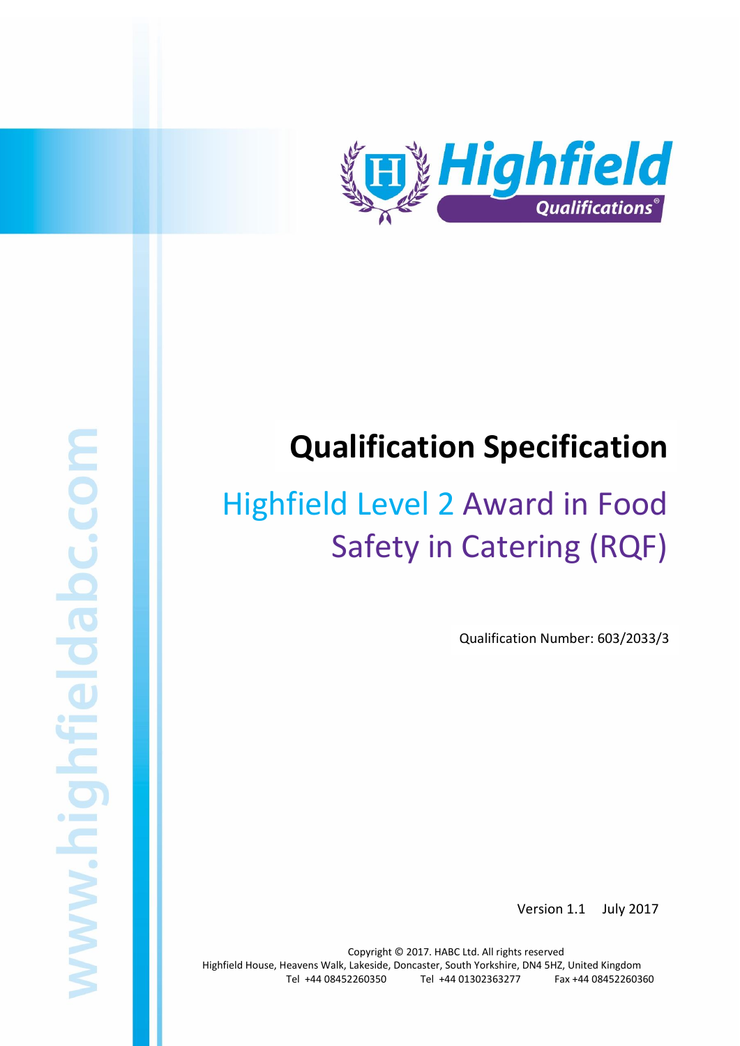# Qualification Specification

## Highfield Level 2 Award in Food Safety in Catering (RQF)

Qualification Number: 603/2033/3

Version 1.1 July 2017

Copyright © 2017. HABC Ltd. All rights reserved
Highfield House, Heavens Walk, Lakeside, Doncaster, South Yorkshire, DN4 5HZ, United Kingdom
Tel +44 08452260350 Tel +44 01302363277 Fax +44 08452260360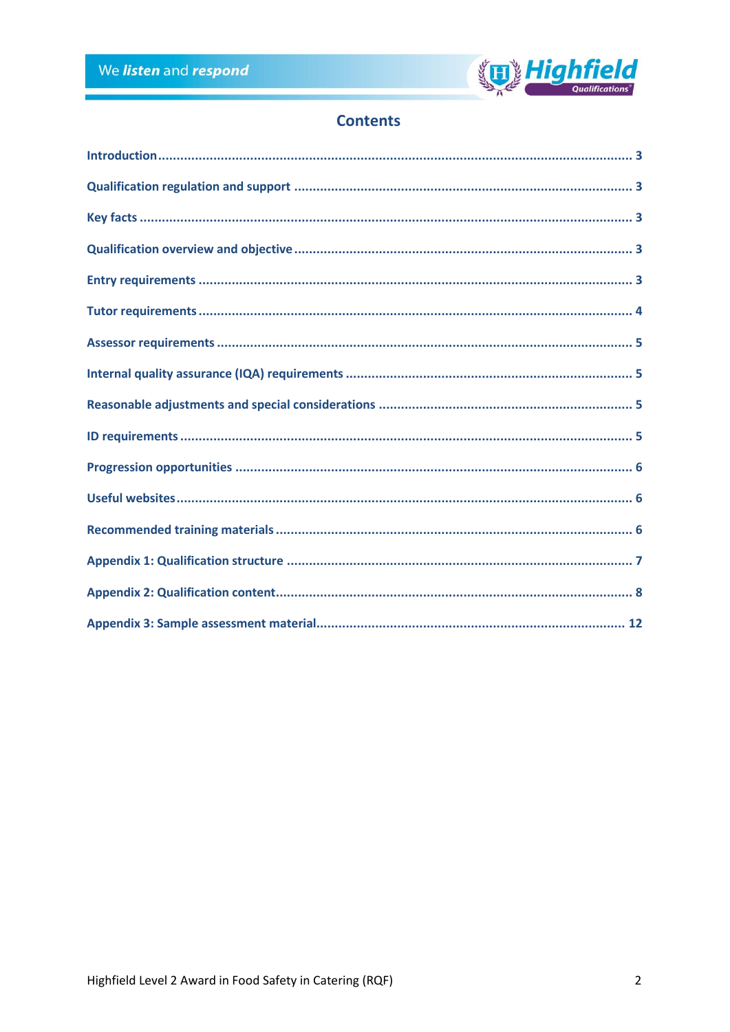# Contents

| | |
|---|---|
| Introduction | 3 |
| Qualification regulation and support | 3 |
| Key facts | 3 |
| Qualification overview and objective | 3 |
| Entry requirements | 3 |
| Tutor requirements | 4 |
| Assessor requirements | 5 |
| Internal quality assurance (IQA) requirements | 5 |
| Reasonable adjustments and special considerations | 5 |
| ID requirements | 5 |
| Progression opportunities | 6 |
| Useful websites | 6 |
| Recommended training materials | 6 |
| Appendix 1: Qualification structure | 7 |
| Appendix 2: Qualification content | 8 |
| Appendix 3: Sample assessment material | 12 |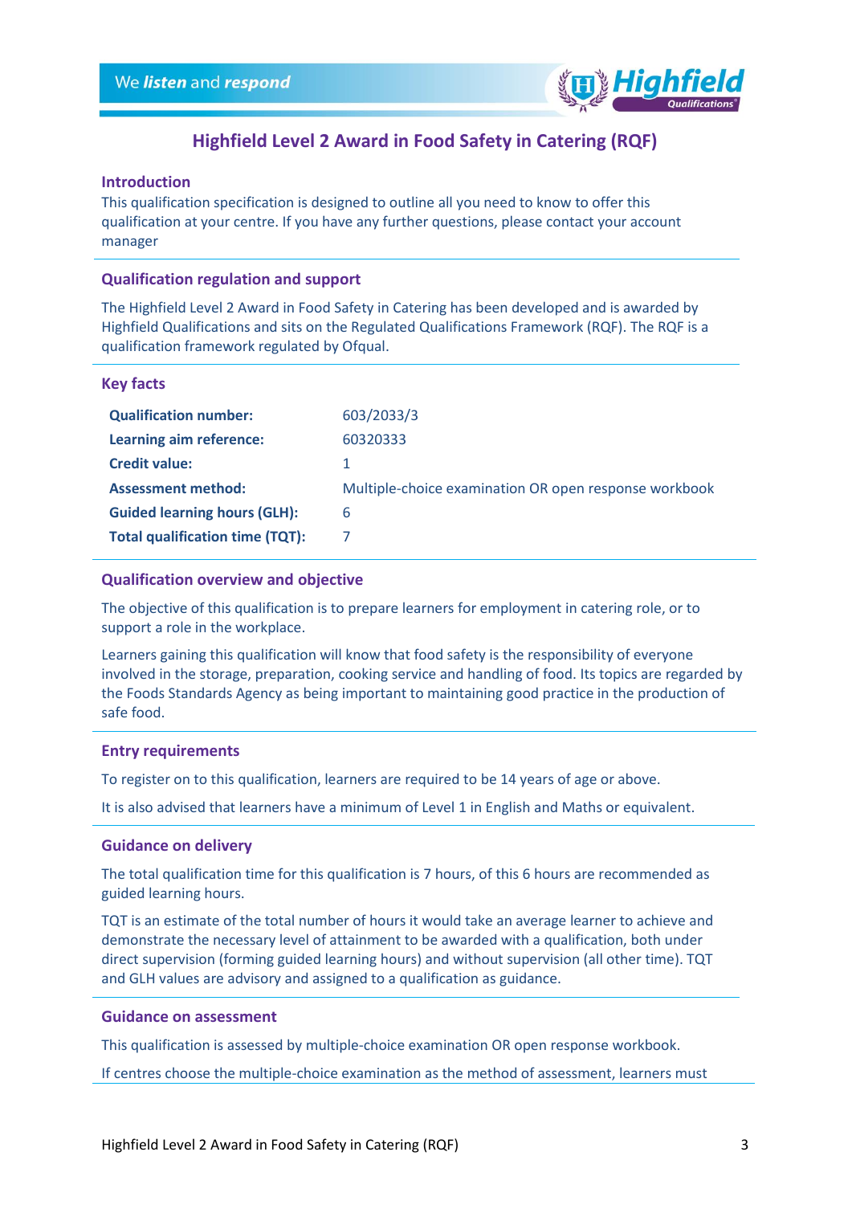# Highfield Level 2 Award in Food Safety in Catering (RQF)

## Introduction

This qualification specification is designed to outline all you need to know to offer this qualification at your centre. If you have any further questions, please contact your account manager

## Qualification regulation and support

The Highfield Level 2 Award in Food Safety in Catering has been developed and is awarded by Highfield Qualifications and sits on the Regulated Qualifications Framework (RQF). The RQF is a qualification framework regulated by Ofqual.

## Key facts

| | |
|---|---|
| **Qualification number:** | 603/2033/3 |
| **Learning aim reference:** | 60320333 |
| **Credit value:** | 1 |
| **Assessment method:** | Multiple-choice examination OR open response workbook |
| **Guided learning hours (GLH):** | 6 |
| **Total qualification time (TQT):** | 7 |

## Qualification overview and objective

The objective of this qualification is to prepare learners for employment in catering role, or to support a role in the workplace.

Learners gaining this qualification will know that food safety is the responsibility of everyone involved in the storage, preparation, cooking service and handling of food. Its topics are regarded by the Foods Standards Agency as being important to maintaining good practice in the production of safe food.

## Entry requirements

To register on to this qualification, learners are required to be 14 years of age or above.

It is also advised that learners have a minimum of Level 1 in English and Maths or equivalent.

## Guidance on delivery

The total qualification time for this qualification is 7 hours, of this 6 hours are recommended as guided learning hours.

TQT is an estimate of the total number of hours it would take an average learner to achieve and demonstrate the necessary level of attainment to be awarded with a qualification, both under direct supervision (forming guided learning hours) and without supervision (all other time). TQT and GLH values are advisory and assigned to a qualification as guidance.

## Guidance on assessment

This qualification is assessed by multiple-choice examination OR open response workbook.

If centres choose the multiple-choice examination as the method of assessment, learners must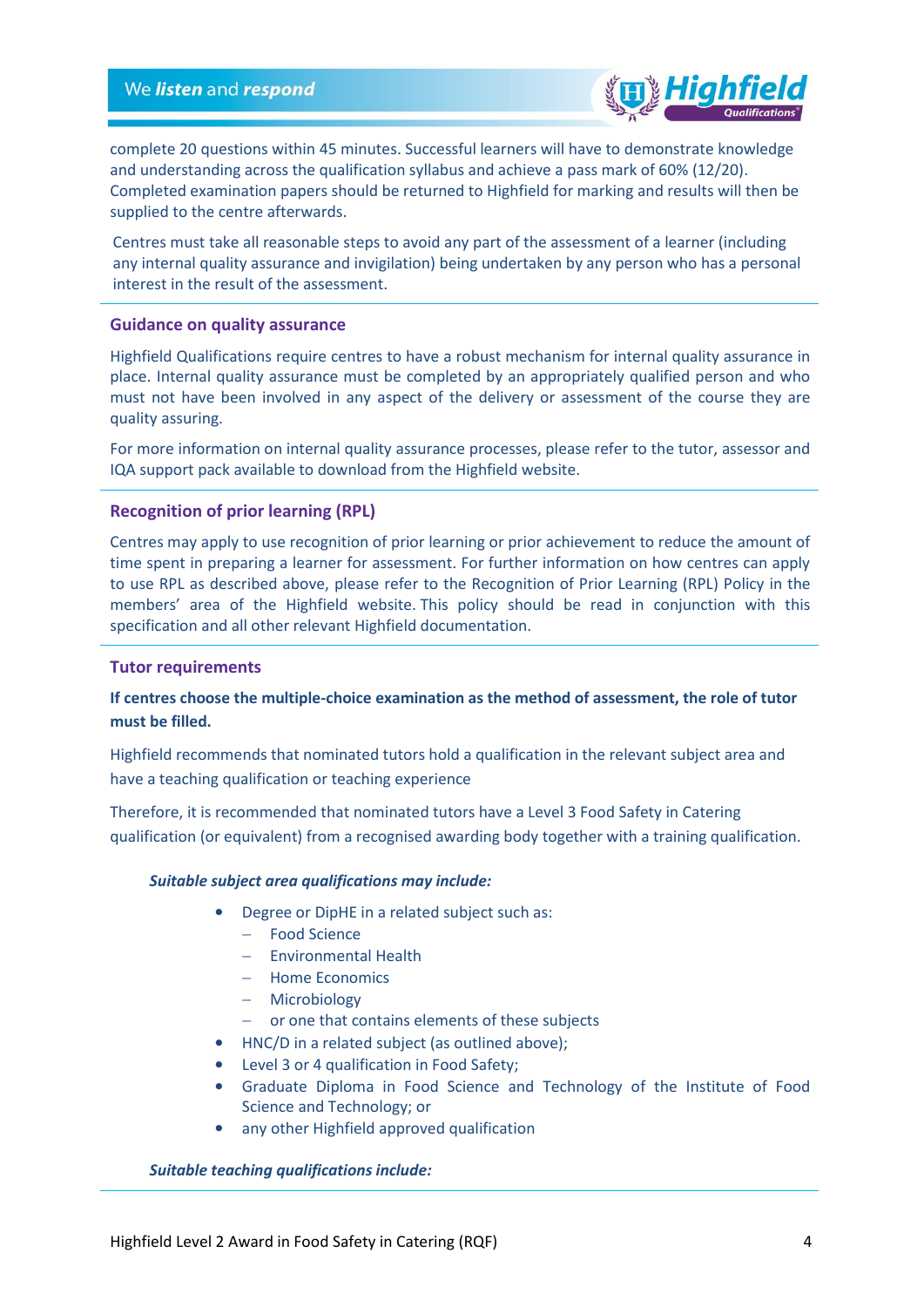complete 20 questions within 45 minutes. Successful learners will have to demonstrate knowledge and understanding across the qualification syllabus and achieve a pass mark of 60% (12/20). Completed examination papers should be returned to Highfield for marking and results will then be supplied to the centre afterwards.

Centres must take all reasonable steps to avoid any part of the assessment of a learner (including any internal quality assurance and invigilation) being undertaken by any person who has a personal interest in the result of the assessment.

## Guidance on quality assurance

Highfield Qualifications require centres to have a robust mechanism for internal quality assurance in place. Internal quality assurance must be completed by an appropriately qualified person and who must not have been involved in any aspect of the delivery or assessment of the course they are quality assuring.

For more information on internal quality assurance processes, please refer to the tutor, assessor and IQA support pack available to download from the Highfield website.

## Recognition of prior learning (RPL)

Centres may apply to use recognition of prior learning or prior achievement to reduce the amount of time spent in preparing a learner for assessment. For further information on how centres can apply to use RPL as described above, please refer to the Recognition of Prior Learning (RPL) Policy in the members' area of the Highfield website. This policy should be read in conjunction with this specification and all other relevant Highfield documentation.

## Tutor requirements

**If centres choose the multiple-choice examination as the method of assessment, the role of tutor must be filled.**

Highfield recommends that nominated tutors hold a qualification in the relevant subject area and have a teaching qualification or teaching experience

Therefore, it is recommended that nominated tutors have a Level 3 Food Safety in Catering qualification (or equivalent) from a recognised awarding body together with a training qualification.

***Suitable subject area qualifications may include:***

- Degree or DipHE in a related subject such as:
  - Food Science
  - Environmental Health
  - Home Economics
  - Microbiology
  - or one that contains elements of these subjects
- HNC/D in a related subject (as outlined above);
- Level 3 or 4 qualification in Food Safety;
- Graduate Diploma in Food Science and Technology of the Institute of Food Science and Technology; or
- any other Highfield approved qualification

***Suitable teaching qualifications include:***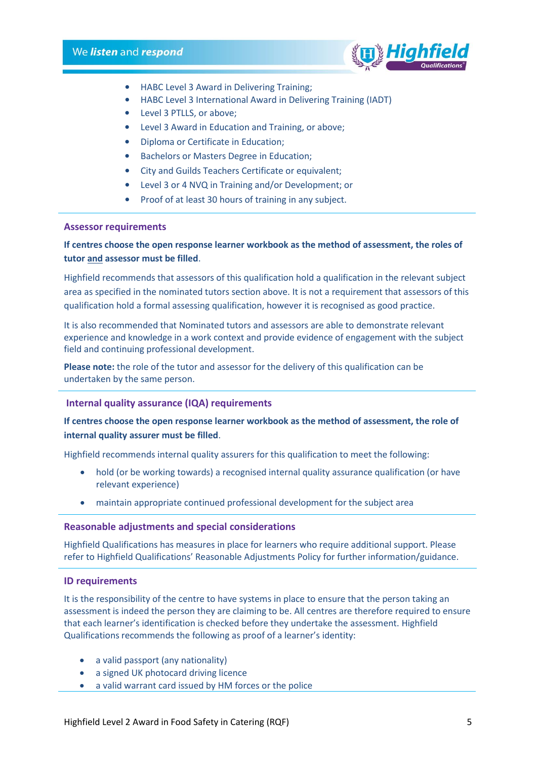- HABC Level 3 Award in Delivering Training;
- HABC Level 3 International Award in Delivering Training (IADT)
- Level 3 PTLLS, or above;
- Level 3 Award in Education and Training, or above;
- Diploma or Certificate in Education;
- Bachelors or Masters Degree in Education;
- City and Guilds Teachers Certificate or equivalent;
- Level 3 or 4 NVQ in Training and/or Development; or
- Proof of at least 30 hours of training in any subject.

### Assessor requirements

**If centres choose the open response learner workbook as the method of assessment, the roles of tutor and assessor must be filled**.

Highfield recommends that assessors of this qualification hold a qualification in the relevant subject area as specified in the nominated tutors section above. It is not a requirement that assessors of this qualification hold a formal assessing qualification, however it is recognised as good practice.

It is also recommended that Nominated tutors and assessors are able to demonstrate relevant experience and knowledge in a work context and provide evidence of engagement with the subject field and continuing professional development.

**Please note:** the role of the tutor and assessor for the delivery of this qualification can be undertaken by the same person.

### Internal quality assurance (IQA) requirements

**If centres choose the open response learner workbook as the method of assessment, the role of internal quality assurer must be filled**.

Highfield recommends internal quality assurers for this qualification to meet the following:

- hold (or be working towards) a recognised internal quality assurance qualification (or have relevant experience)
- maintain appropriate continued professional development for the subject area

### Reasonable adjustments and special considerations

Highfield Qualifications has measures in place for learners who require additional support. Please refer to Highfield Qualifications' Reasonable Adjustments Policy for further information/guidance.

### ID requirements

It is the responsibility of the centre to have systems in place to ensure that the person taking an assessment is indeed the person they are claiming to be. All centres are therefore required to ensure that each learner's identification is checked before they undertake the assessment. Highfield Qualifications recommends the following as proof of a learner's identity:

- a valid passport (any nationality)
- a signed UK photocard driving licence
- a valid warrant card issued by HM forces or the police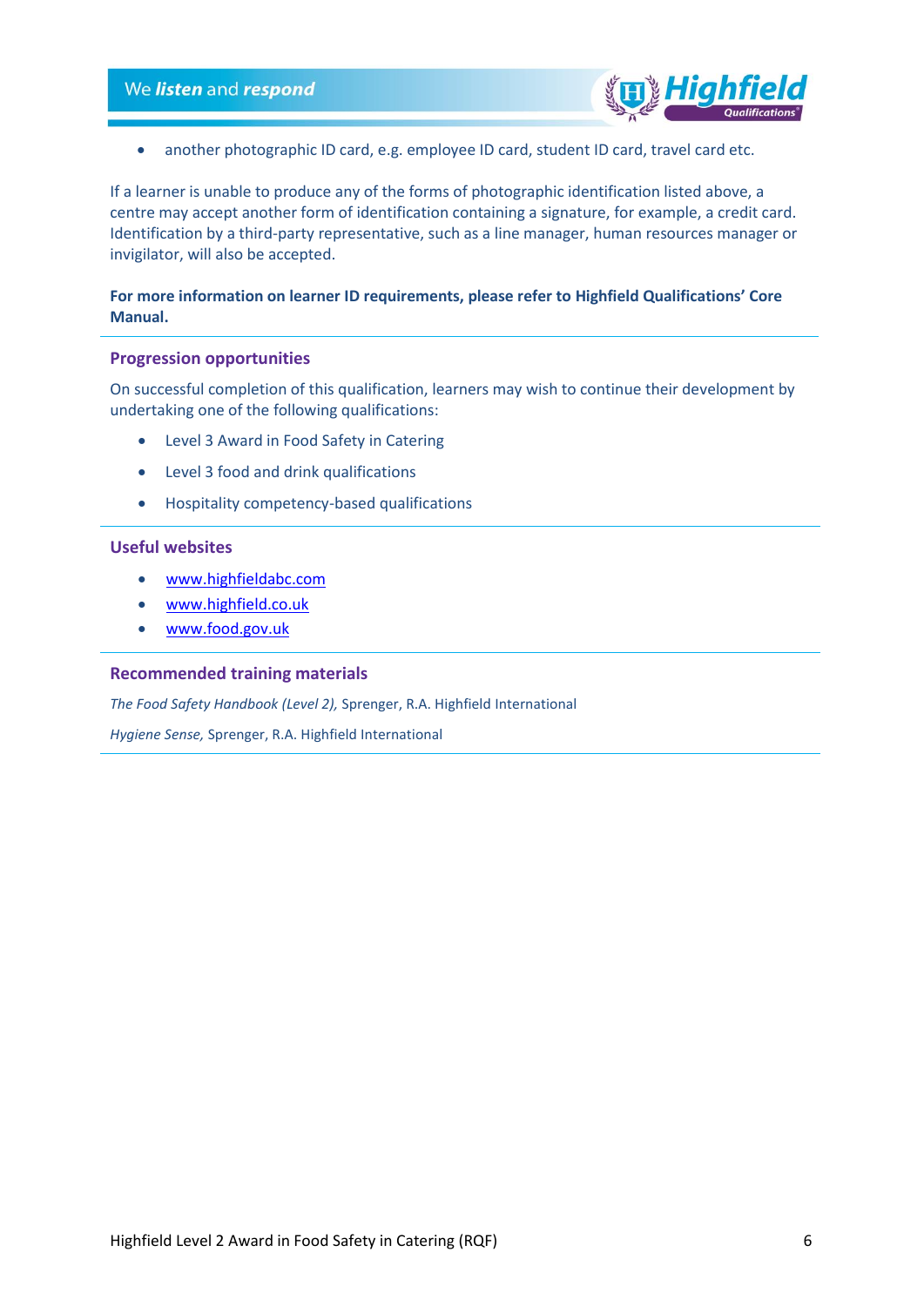- another photographic ID card, e.g. employee ID card, student ID card, travel card etc.

If a learner is unable to produce any of the forms of photographic identification listed above, a centre may accept another form of identification containing a signature, for example, a credit card. Identification by a third-party representative, such as a line manager, human resources manager or invigilator, will also be accepted.

**For more information on learner ID requirements, please refer to Highfield Qualifications' Core Manual.**

## Progression opportunities

On successful completion of this qualification, learners may wish to continue their development by undertaking one of the following qualifications:

- Level 3 Award in Food Safety in Catering
- Level 3 food and drink qualifications
- Hospitality competency-based qualifications

## Useful websites

- www.highfieldabc.com
- www.highfield.co.uk
- www.food.gov.uk

## Recommended training materials

*The Food Safety Handbook (Level 2),* Sprenger, R.A. Highfield International

*Hygiene Sense,* Sprenger, R.A. Highfield International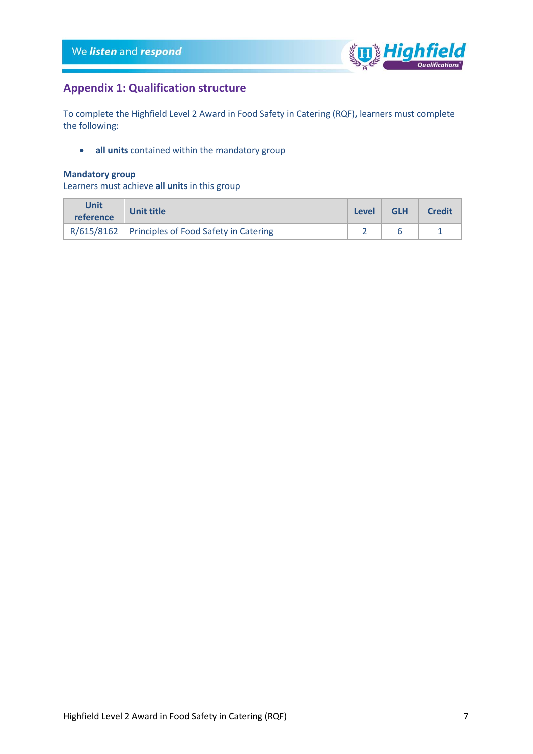## Appendix 1: Qualification structure

To complete the Highfield Level 2 Award in Food Safety in Catering (RQF)**,** learners must complete the following:

- **all units** contained within the mandatory group

**Mandatory group**
Learners must achieve **all units** in this group

| Unit reference | Unit title | Level | GLH | Credit |
|---|---|---|---|---|
| R/615/8162 | Principles of Food Safety in Catering | 2 | 6 | 1 |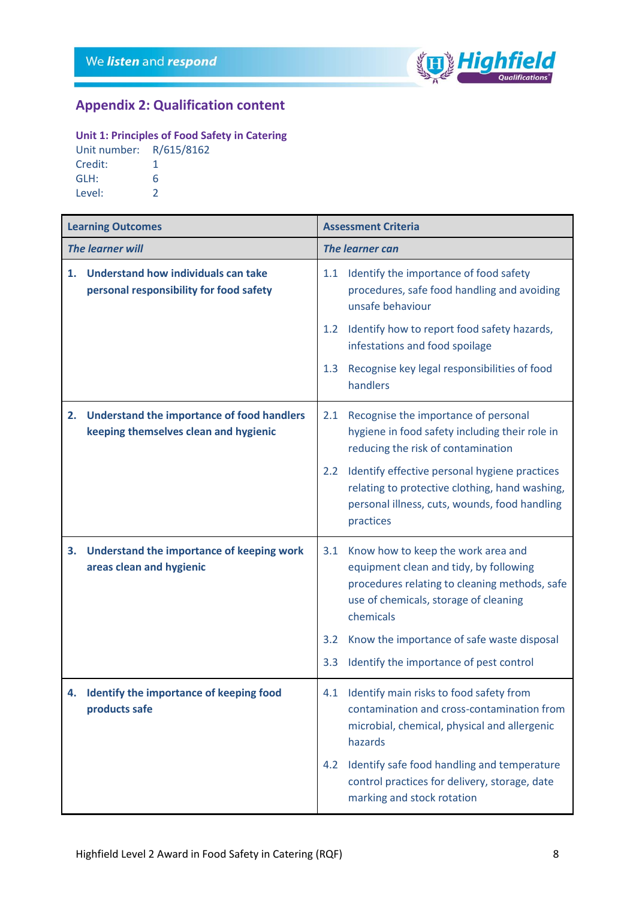## Appendix 2: Qualification content

### Unit 1: Principles of Food Safety in Catering

Unit number: R/615/8162
Credit: 1
GLH: 6
Level: 2

| Learning Outcomes | Assessment Criteria |
|---|---|
| ***The learner will*** | ***The learner can*** |
| **1. Understand how individuals can take personal responsibility for food safety** | 1.1 Identify the importance of food safety procedures, safe food handling and avoiding unsafe behaviour<br>1.2 Identify how to report food safety hazards, infestations and food spoilage<br>1.3 Recognise key legal responsibilities of food handlers |
| **2. Understand the importance of food handlers keeping themselves clean and hygienic** | 2.1 Recognise the importance of personal hygiene in food safety including their role in reducing the risk of contamination<br>2.2 Identify effective personal hygiene practices relating to protective clothing, hand washing, personal illness, cuts, wounds, food handling practices |
| **3. Understand the importance of keeping work areas clean and hygienic** | 3.1 Know how to keep the work area and equipment clean and tidy, by following procedures relating to cleaning methods, safe use of chemicals, storage of cleaning chemicals<br>3.2 Know the importance of safe waste disposal<br>3.3 Identify the importance of pest control |
| **4. Identify the importance of keeping food products safe** | 4.1 Identify main risks to food safety from contamination and cross-contamination from microbial, chemical, physical and allergenic hazards<br>4.2 Identify safe food handling and temperature control practices for delivery, storage, date marking and stock rotation |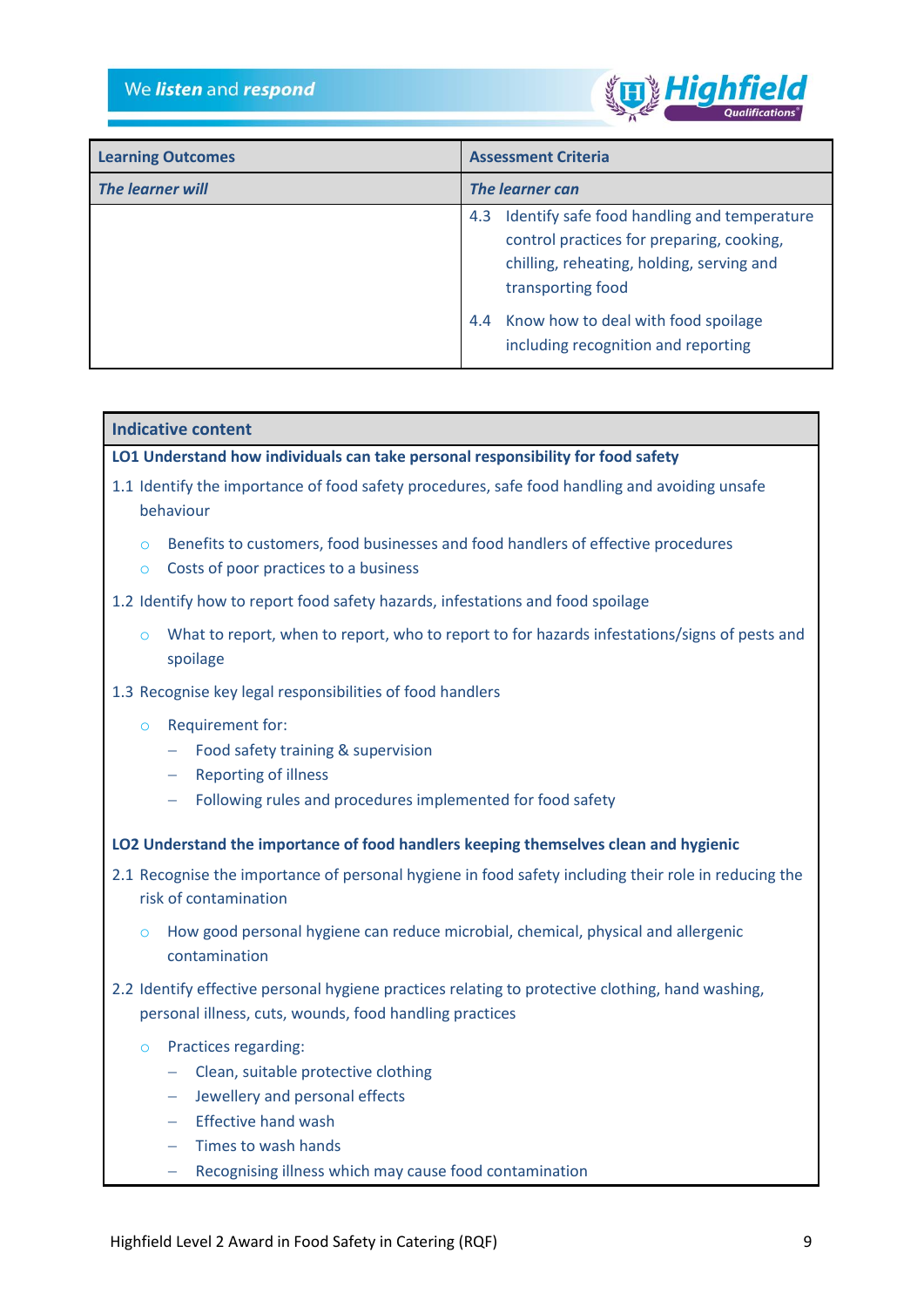| Learning Outcomes | Assessment Criteria |
|---|---|
| ***The learner will*** | ***The learner can*** |
| | 4.3 Identify safe food handling and temperature control practices for preparing, cooking, chilling, reheating, holding, serving and transporting food<br><br>4.4 Know how to deal with food spoilage including recognition and reporting |

## Indicative content

**LO1 Understand how individuals can take personal responsibility for food safety**

1.1 Identify the importance of food safety procedures, safe food handling and avoiding unsafe behaviour

- Benefits to customers, food businesses and food handlers of effective procedures
- Costs of poor practices to a business

1.2 Identify how to report food safety hazards, infestations and food spoilage

- What to report, when to report, who to report to for hazards infestations/signs of pests and spoilage

1.3 Recognise key legal responsibilities of food handlers

- Requirement for:
  - Food safety training & supervision
  - Reporting of illness
  - Following rules and procedures implemented for food safety

**LO2 Understand the importance of food handlers keeping themselves clean and hygienic**

2.1 Recognise the importance of personal hygiene in food safety including their role in reducing the risk of contamination

- How good personal hygiene can reduce microbial, chemical, physical and allergenic contamination

2.2 Identify effective personal hygiene practices relating to protective clothing, hand washing, personal illness, cuts, wounds, food handling practices

- Practices regarding:
  - Clean, suitable protective clothing
  - Jewellery and personal effects
  - Effective hand wash
  - Times to wash hands
  - Recognising illness which may cause food contamination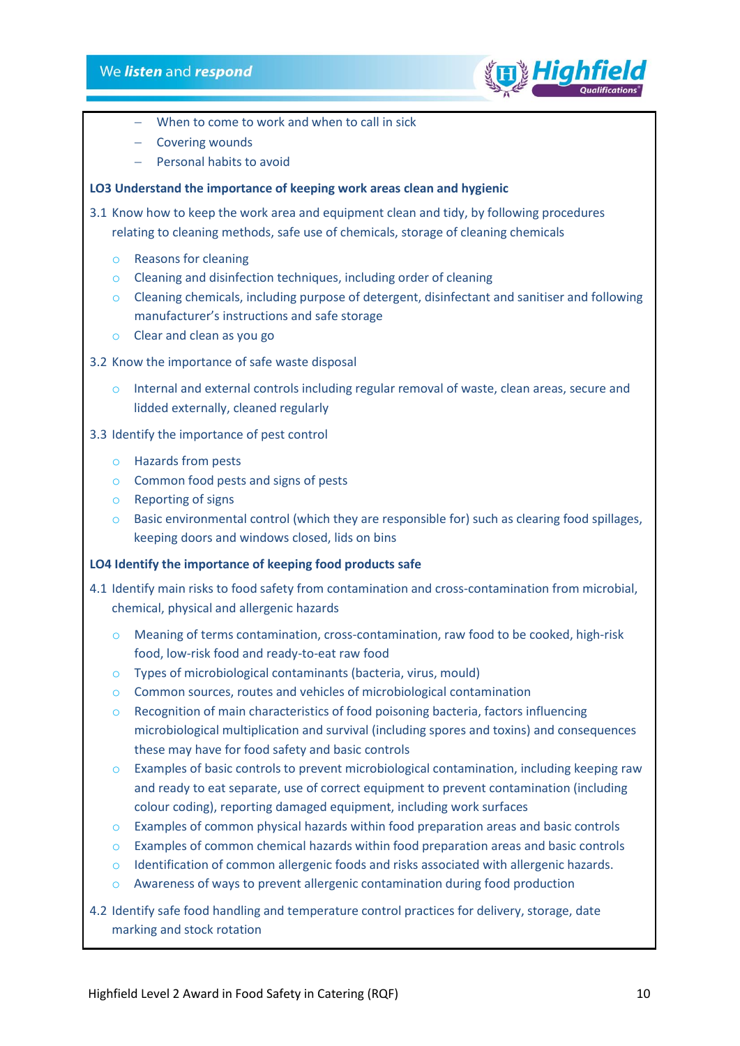- When to come to work and when to call in sick
  - Covering wounds
  - Personal habits to avoid

**LO3 Understand the importance of keeping work areas clean and hygienic**

3.1 Know how to keep the work area and equipment clean and tidy, by following procedures relating to cleaning methods, safe use of chemicals, storage of cleaning chemicals

- Reasons for cleaning
- Cleaning and disinfection techniques, including order of cleaning
- Cleaning chemicals, including purpose of detergent, disinfectant and sanitiser and following manufacturer's instructions and safe storage
- Clear and clean as you go

3.2 Know the importance of safe waste disposal

- Internal and external controls including regular removal of waste, clean areas, secure and lidded externally, cleaned regularly

3.3 Identify the importance of pest control

- Hazards from pests
- Common food pests and signs of pests
- Reporting of signs
- Basic environmental control (which they are responsible for) such as clearing food spillages, keeping doors and windows closed, lids on bins

**LO4 Identify the importance of keeping food products safe**

4.1 Identify main risks to food safety from contamination and cross-contamination from microbial, chemical, physical and allergenic hazards

- Meaning of terms contamination, cross-contamination, raw food to be cooked, high-risk food, low-risk food and ready-to-eat raw food
- Types of microbiological contaminants (bacteria, virus, mould)
- Common sources, routes and vehicles of microbiological contamination
- Recognition of main characteristics of food poisoning bacteria, factors influencing microbiological multiplication and survival (including spores and toxins) and consequences these may have for food safety and basic controls
- Examples of basic controls to prevent microbiological contamination, including keeping raw and ready to eat separate, use of correct equipment to prevent contamination (including colour coding), reporting damaged equipment, including work surfaces
- Examples of common physical hazards within food preparation areas and basic controls
- Examples of common chemical hazards within food preparation areas and basic controls
- Identification of common allergenic foods and risks associated with allergenic hazards.
- Awareness of ways to prevent allergenic contamination during food production

4.2 Identify safe food handling and temperature control practices for delivery, storage, date marking and stock rotation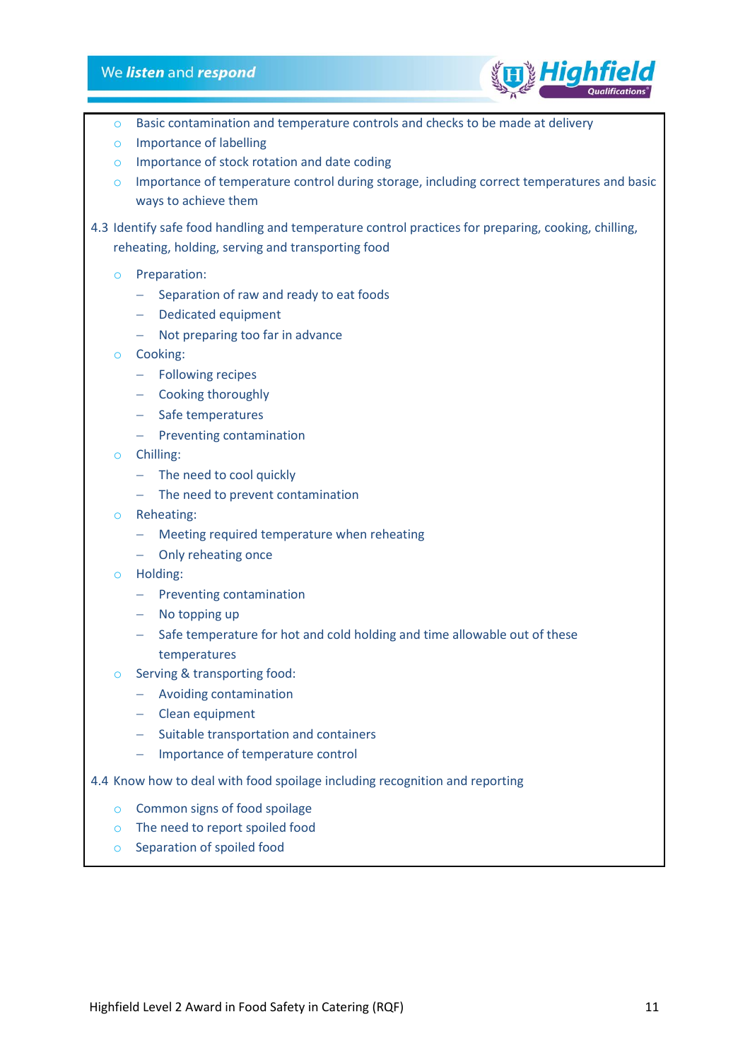- Basic contamination and temperature controls and checks to be made at delivery
- Importance of labelling
- Importance of stock rotation and date coding
- Importance of temperature control during storage, including correct temperatures and basic ways to achieve them

4.3 Identify safe food handling and temperature control practices for preparing, cooking, chilling, reheating, holding, serving and transporting food

- Preparation:
  - Separation of raw and ready to eat foods
  - Dedicated equipment
  - Not preparing too far in advance
- Cooking:
  - Following recipes
  - Cooking thoroughly
  - Safe temperatures
  - Preventing contamination
- Chilling:
  - The need to cool quickly
  - The need to prevent contamination
- Reheating:
  - Meeting required temperature when reheating
  - Only reheating once
- Holding:
  - Preventing contamination
  - No topping up
  - Safe temperature for hot and cold holding and time allowable out of these temperatures
- Serving & transporting food:
  - Avoiding contamination
  - Clean equipment
  - Suitable transportation and containers
  - Importance of temperature control

4.4 Know how to deal with food spoilage including recognition and reporting

- Common signs of food spoilage
- The need to report spoiled food
- Separation of spoiled food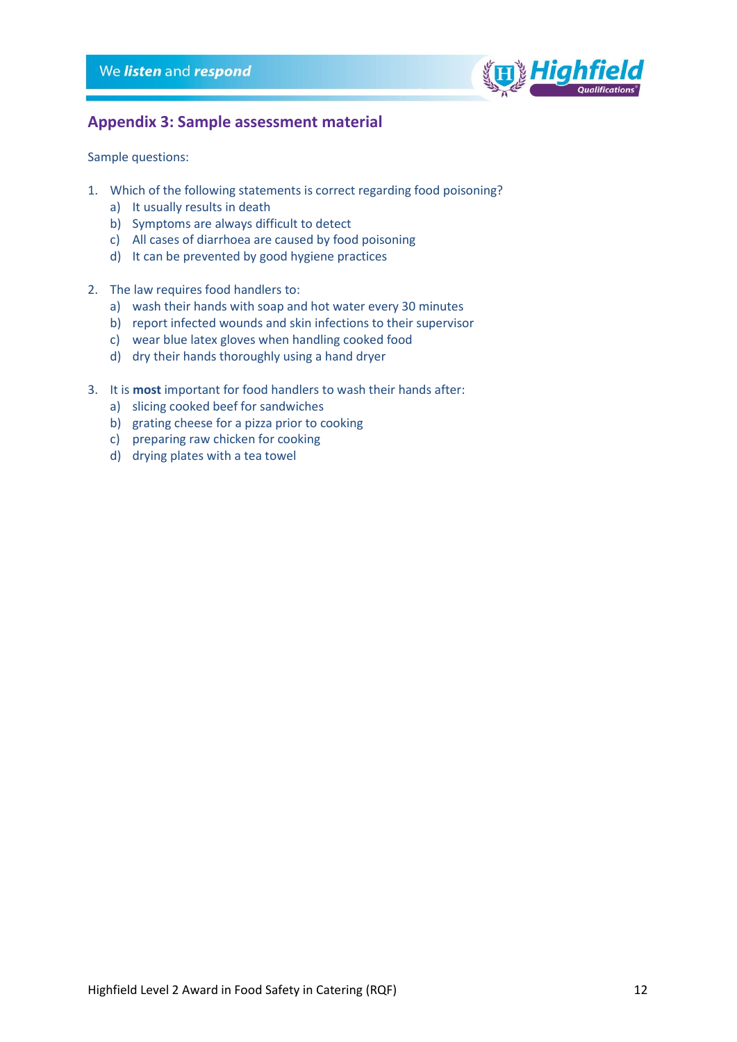## Appendix 3: Sample assessment material

Sample questions:

1. Which of the following statements is correct regarding food poisoning?
   a) It usually results in death
   b) Symptoms are always difficult to detect
   c) All cases of diarrhoea are caused by food poisoning
   d) It can be prevented by good hygiene practices

2. The law requires food handlers to:
   a) wash their hands with soap and hot water every 30 minutes
   b) report infected wounds and skin infections to their supervisor
   c) wear blue latex gloves when handling cooked food
   d) dry their hands thoroughly using a hand dryer

3. It is **most** important for food handlers to wash their hands after:
   a) slicing cooked beef for sandwiches
   b) grating cheese for a pizza prior to cooking
   c) preparing raw chicken for cooking
   d) drying plates with a tea towel